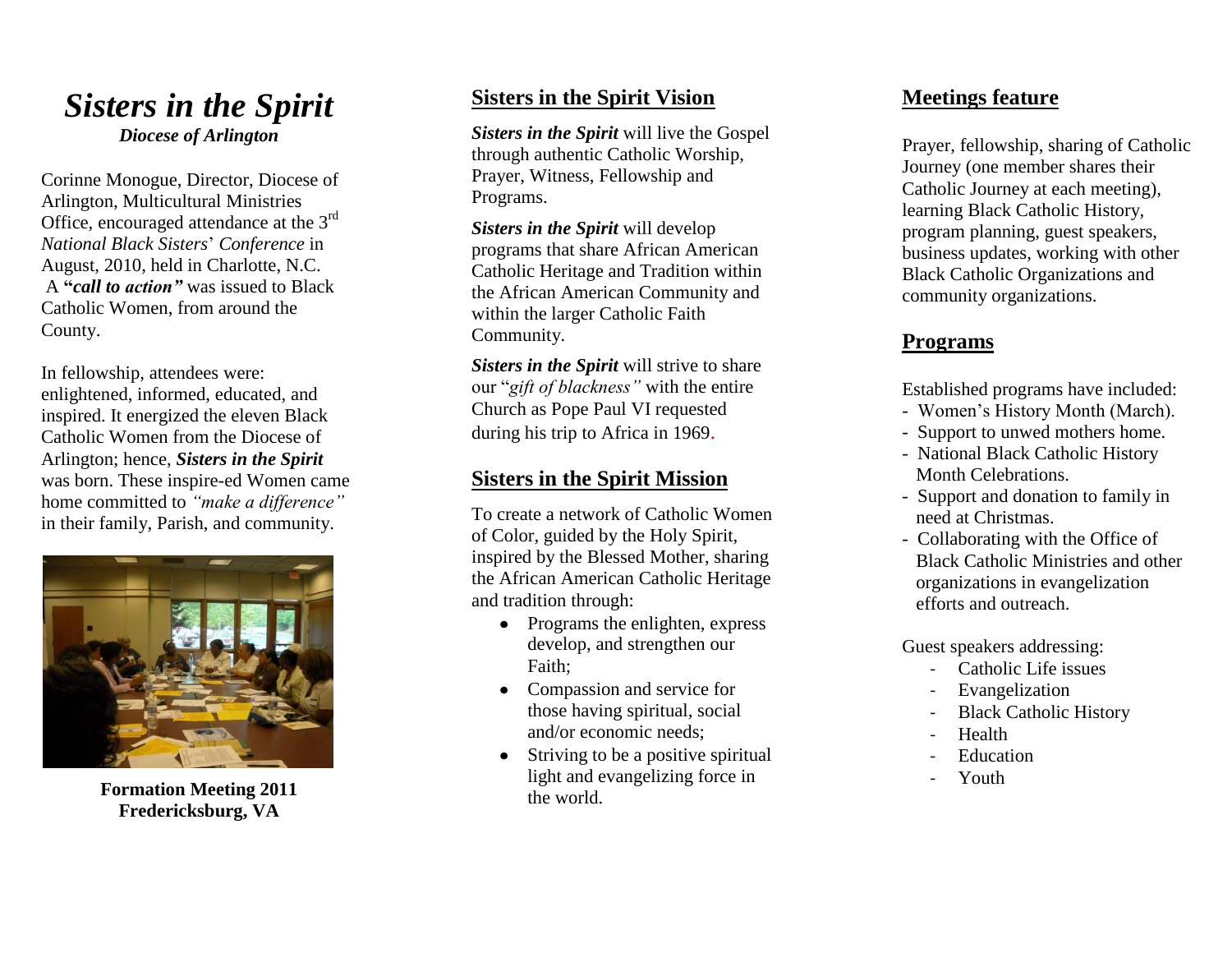# *Sisters in the Spirit*

***Diocese of Arlington***

Corinne Monogue, Director, Diocese of Arlington, Multicultural Ministries Office, encouraged attendance at the 3rd *National Black Sisters*' *Conference* in August, 2010, held in Charlotte, N.C. A **"*call to action*"** was issued to Black Catholic Women, from around the County.

In fellowship, attendees were: enlightened, informed, educated, and inspired. It energized the eleven Black Catholic Women from the Diocese of Arlington; hence, ***Sisters in the Spirit*** was born. These inspire-ed Women came home committed to *"make a difference"* in their family, Parish, and community.

**Formation Meeting 2011**
**Fredericksburg, VA**

## Sisters in the Spirit Vision

***Sisters in the Spirit*** will live the Gospel through authentic Catholic Worship, Prayer, Witness, Fellowship and Programs.

***Sisters in the Spirit*** will develop programs that share African American Catholic Heritage and Tradition within the African American Community and within the larger Catholic Faith Community.

***Sisters in the Spirit*** will strive to share our "*gift of blackness"* with the entire Church as Pope Paul VI requested during his trip to Africa in 1969.

## Sisters in the Spirit Mission

To create a network of Catholic Women of Color, guided by the Holy Spirit, inspired by the Blessed Mother, sharing the African American Catholic Heritage and tradition through:

- Programs the enlighten, express develop, and strengthen our Faith;
- Compassion and service for those having spiritual, social and/or economic needs;
- Striving to be a positive spiritual light and evangelizing force in the world.

## Meetings feature

Prayer, fellowship, sharing of Catholic Journey (one member shares their Catholic Journey at each meeting), learning Black Catholic History, program planning, guest speakers, business updates, working with other Black Catholic Organizations and community organizations.

## Programs

Established programs have included:

- Women's History Month (March).
- Support to unwed mothers home.
- National Black Catholic History Month Celebrations.
- Support and donation to family in need at Christmas.
- Collaborating with the Office of Black Catholic Ministries and other organizations in evangelization efforts and outreach.

Guest speakers addressing:

- Catholic Life issues
- Evangelization
- Black Catholic History
- Health
- Education
- Youth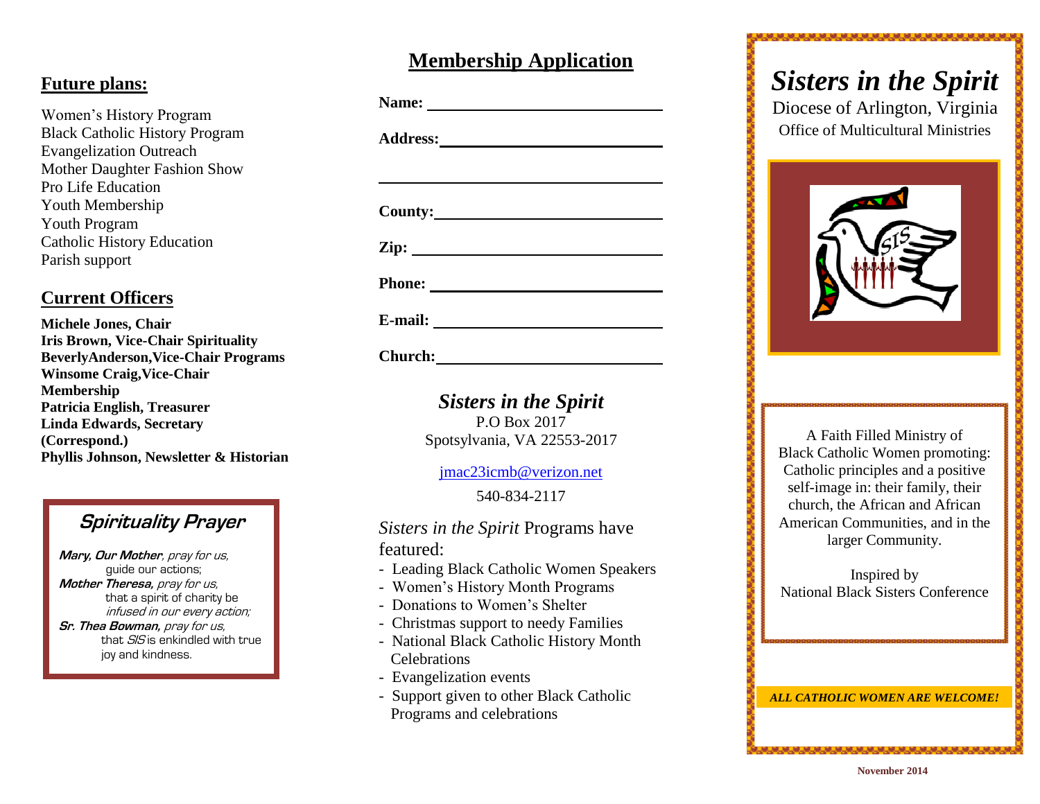## Future plans:

Women's History Program
Black Catholic History Program
Evangelization Outreach
Mother Daughter Fashion Show
Pro Life Education
Youth Membership
Youth Program
Catholic History Education
Parish support

## Current Officers

**Michele Jones, Chair**
**Iris Brown, Vice-Chair Spirituality**
**BeverlyAnderson,Vice-Chair Programs**
**Winsome Craig,Vice-Chair Membership**
**Patricia English, Treasurer**
**Linda Edwards, Secretary (Correspond.)**
**Phyllis Johnson, Newsletter & Historian**

### Spirituality Prayer

***Mary, Our Mother****, pray for us,*
guide our actions;
***Mother Theresa,*** *pray for us,*
that a spirit of charity be
*infused in our every action;*
***Sr. Thea Bowman,*** *pray for us,*
that *SIS* is enkindled with true joy and kindness.

## Membership Application

**Name:** ______________________________

**Address:** ______________________________

______________________________

**County:** ______________________________

**Zip:** ______________________________

**Phone:** ______________________________

**E-mail:** ______________________________

**Church:** ______________________________

***Sisters in the Spirit***
P.O Box 2017
Spotsylvania, VA 22553-2017

jmac23icmb@verizon.net

540-834-2117

*Sisters in the Spirit* Programs have featured:

- Leading Black Catholic Women Speakers
- Women's History Month Programs
- Donations to Women's Shelter
- Christmas support to needy Families
- National Black Catholic History Month Celebrations
- Evangelization events
- Support given to other Black Catholic Programs and celebrations

# *Sisters in the Spirit*

Diocese of Arlington, Virginia
Office of Multicultural Ministries

A Faith Filled Ministry of Black Catholic Women promoting: Catholic principles and a positive self-image in: their family, their church, the African and African American Communities, and in the larger Community.

Inspired by
National Black Sisters Conference

***ALL CATHOLIC WOMEN ARE WELCOME!***

**November 2014**